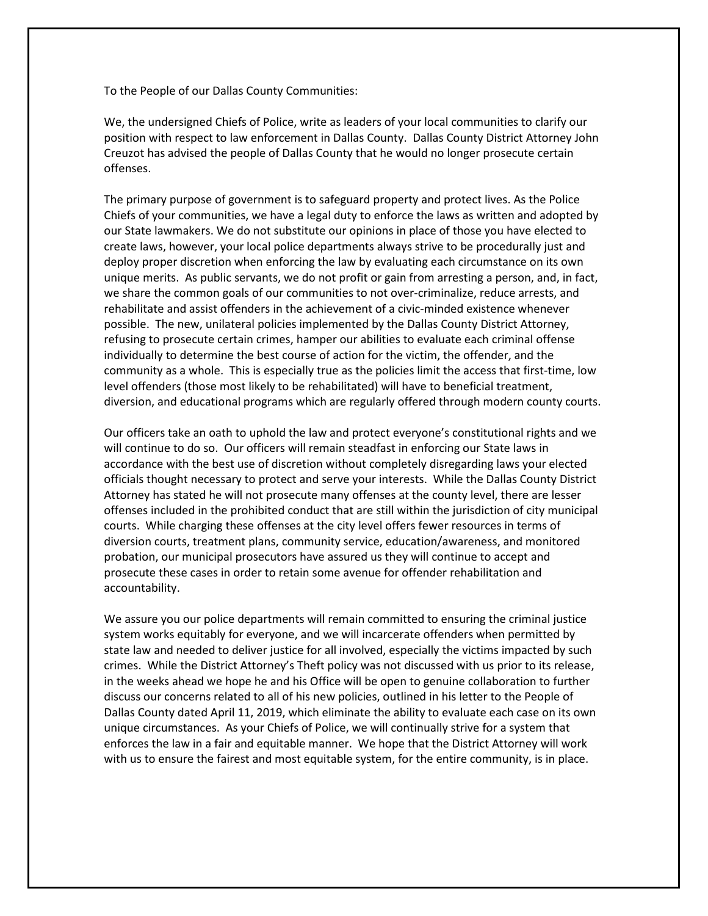To the People of our Dallas County Communities:

We, the undersigned Chiefs of Police, write as leaders of your local communities to clarify our position with respect to law enforcement in Dallas County. Dallas County District Attorney John Creuzot has advised the people of Dallas County that he would no longer prosecute certain offenses.

The primary purpose of government is to safeguard property and protect lives. As the Police Chiefs of your communities, we have a legal duty to enforce the laws as written and adopted by our State lawmakers. We do not substitute our opinions in place of those you have elected to create laws, however, your local police departments always strive to be procedurally just and deploy proper discretion when enforcing the law by evaluating each circumstance on its own unique merits. As public servants, we do not profit or gain from arresting a person, and, in fact, we share the common goals of our communities to not over-criminalize, reduce arrests, and rehabilitate and assist offenders in the achievement of a civic-minded existence whenever possible. The new, unilateral policies implemented by the Dallas County District Attorney, refusing to prosecute certain crimes, hamper our abilities to evaluate each criminal offense individually to determine the best course of action for the victim, the offender, and the community as a whole. This is especially true as the policies limit the access that first-time, low level offenders (those most likely to be rehabilitated) will have to beneficial treatment, diversion, and educational programs which are regularly offered through modern county courts.

Our officers take an oath to uphold the law and protect everyone's constitutional rights and we will continue to do so. Our officers will remain steadfast in enforcing our State laws in accordance with the best use of discretion without completely disregarding laws your elected officials thought necessary to protect and serve your interests. While the Dallas County District Attorney has stated he will not prosecute many offenses at the county level, there are lesser offenses included in the prohibited conduct that are still within the jurisdiction of city municipal courts. While charging these offenses at the city level offers fewer resources in terms of diversion courts, treatment plans, community service, education/awareness, and monitored probation, our municipal prosecutors have assured us they will continue to accept and prosecute these cases in order to retain some avenue for offender rehabilitation and accountability.

We assure you our police departments will remain committed to ensuring the criminal justice system works equitably for everyone, and we will incarcerate offenders when permitted by state law and needed to deliver justice for all involved, especially the victims impacted by such crimes. While the District Attorney's Theft policy was not discussed with us prior to its release, in the weeks ahead we hope he and his Office will be open to genuine collaboration to further discuss our concerns related to all of his new policies, outlined in his letter to the People of Dallas County dated April 11, 2019, which eliminate the ability to evaluate each case on its own unique circumstances. As your Chiefs of Police, we will continually strive for a system that enforces the law in a fair and equitable manner. We hope that the District Attorney will work with us to ensure the fairest and most equitable system, for the entire community, is in place.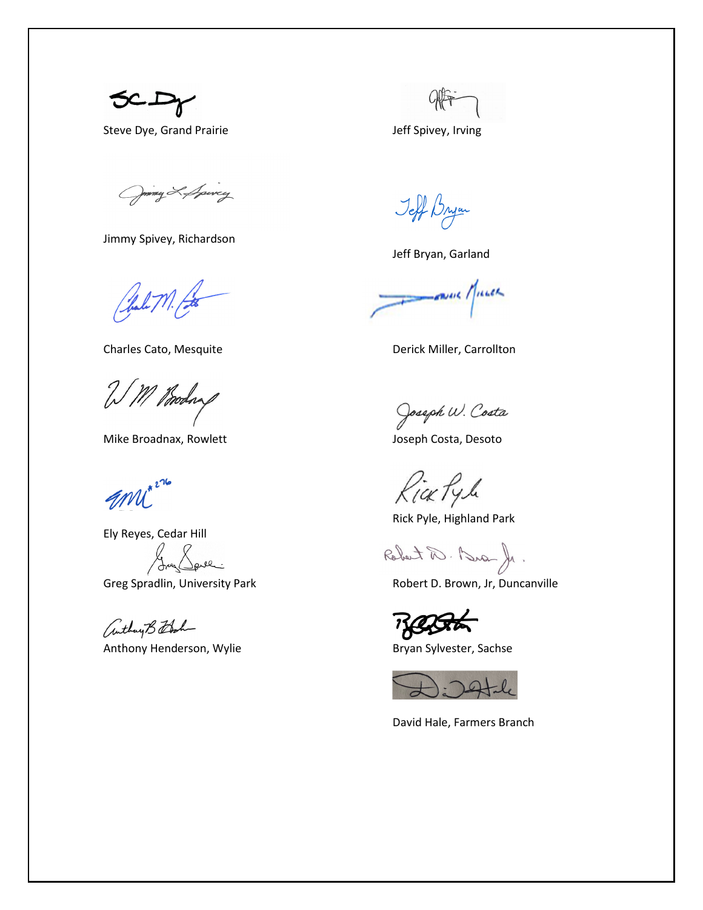Steve Dye, Grand Prairie

Jeff Spivey, Irving

Jimmy Spivey, Richardson

Jeff Bryan, Garland

Charles Cato, Mesquite

Derick Miller, Carrollton

Mike Broadnax, Rowlett

Joseph Costa, Desoto

Ely Reyes, Cedar Hill

Rick Pyle, Highland Park

Greg Spradlin, University Park

Robert D. Brown, Jr, Duncanville

Anthony Henderson, Wylie

Bryan Sylvester, Sachse

David Hale, Farmers Branch